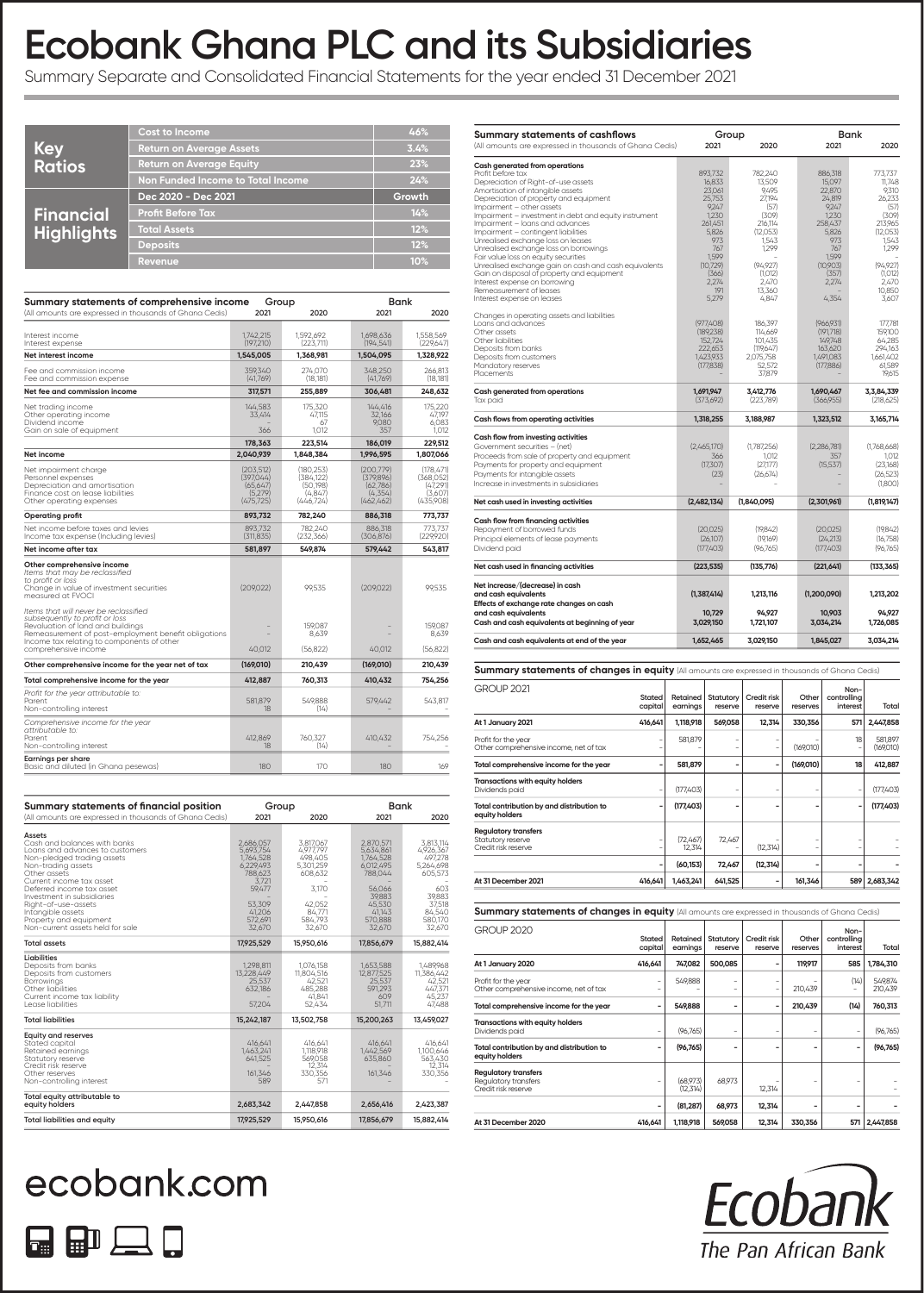# Ecobank Ghana PLC and its Subsidiaries

Summary Separate and Consolidated Financial Statements for the year ended 31 December 2021

| Key Ratios | |
|---|---|
| Cost to Income | 46% |
| Return on Average Assets | 3.4% |
| Return on Average Equity | 23% |
| Non Funded Income to Total Income | 24% |

| Financial Highlights | |
|---|---|
| Dec 2020 - Dec 2021 | Growth |
| Profit Before Tax | 14% |
| Total Assets | 12% |
| Deposits | 12% |
| Revenue | 10% |

## Summary statements of comprehensive income

(All amounts are expressed in thousands of Ghana Cedis)

| | Group 2021 | Group 2020 | Bank 2021 | Bank 2020 |
|---|---|---|---|---|
| Interest income | 1,742,215 | 1,592,692 | 1,698,636 | 1,558,569 |
| Interest expense | (197,210) | (223,711) | (194,541) | (229,647) |
| **Net interest income** | **1,545,005** | **1,368,981** | **1,504,095** | **1,328,922** |
| Fee and commission income | 359,340 | 274,070 | 348,250 | 266,813 |
| Fee and commission expense | (41,769) | (18,181) | (41,769) | (18,181) |
| **Net fee and commission income** | **317,571** | **255,889** | **306,481** | **248,632** |
| Net trading income | 144,583 | 175,320 | 144,416 | 175,220 |
| Other operating income | 33,414 | 47,115 | 32,166 | 47,197 |
| Dividend income | – | 67 | 9,080 | 6,083 |
| Gain on sale of equipment | 366 | 1,012 | 357 | 1,012 |
| | **178,363** | **223,514** | **186,019** | **229,512** |
| **Net income** | **2,040,939** | **1,848,384** | **1,996,595** | **1,807,066** |
| Net impairment charge | (203,512) | (180,253) | (200,779) | (178,471) |
| Personnel expenses | (397,044) | (384,122) | (379,896) | (368,052) |
| Depreciation and amortisation | (65,647) | (50,198) | (62,786) | (47,291) |
| Finance cost on lease liabilities | (5,279) | (4,847) | (4,354) | (3,607) |
| Other operating expenses | (475,725) | (446,724) | (462,462) | (435,908) |
| **Operating profit** | **893,732** | **782,240** | **886,318** | **773,737** |
| Net income before taxes and levies | 893,732 | 782,240 | 886,318 | 773,737 |
| Income tax expense (Including levies) | (311,835) | (232,366) | (306,876) | (229,920) |
| **Net income after tax** | **581,897** | **549,874** | **579,442** | **543,817** |
| **Other comprehensive income** | | | | |
| *Items that may be reclassified to profit or loss* | | | | |
| Change in value of investment securities measured at FVOCI | (209,022) | 99,535 | (209,022) | 99,535 |
| *Items that will never be reclassified subsequently to profit or loss* | | | | |
| Revaluation of land and buildings | – | 159,087 | – | 159,087 |
| Remeasurement of post-employment benefit obligations | – | 8,639 | – | 8,639 |
| Income tax relating to components of other comprehensive income | 40,012 | (56,822) | 40,012 | (56,822) |
| **Other comprehensive income for the year net of tax** | **(169,010)** | **210,439** | **(169,010)** | **210,439** |
| **Total comprehensive income for the year** | **412,887** | **760,313** | **410,432** | **754,256** |
| *Profit for the year attributable to:* | | | | |
| Parent | 581,879 | 549,888 | 579,442 | 543,817 |
| Non-controlling interest | 18 | (14) | – | – |
| *Comprehensive income for the year attributable to:* | | | | |
| Parent | 412,869 | 760,327 | 410,432 | 754,256 |
| Non-controlling interest | 18 | (14) | – | – |
| **Earnings per share** | | | | |
| Basic and diluted (in Ghana pesewas) | 180 | 170 | 180 | 169 |

## Summary statements of financial position

(All amounts are expressed in thousands of Ghana Cedis)

| | Group 2021 | Group 2020 | Bank 2021 | Bank 2020 |
|---|---|---|---|---|
| **Assets** | | | | |
| Cash and balances with banks | 2,686,057 | 3,817,067 | 2,870,571 | 3,813,114 |
| Loans and advances to customers | 5,693,754 | 4,977,797 | 5,634,861 | 4,926,367 |
| Non-pledged trading assets | 1,764,528 | 498,405 | 1,764,528 | 497,278 |
| Non-trading assets | 6,229,493 | 5,301,259 | 6,012,495 | 5,264,698 |
| Other assets | 788,623 | 608,632 | 788,044 | 605,573 |
| Current income tax asset | 3,721 | – | – | – |
| Deferred income tax asset | 59,477 | 3,170 | 56,066 | 603 |
| Investment in subsidiaries | – | – | 39,883 | 39,883 |
| Right-of-use-assets | 53,309 | 42,052 | 45,530 | 37,518 |
| Intangible assets | 41,206 | 84,771 | 41,143 | 84,540 |
| Property and equipment | 572,691 | 584,793 | 570,888 | 580,170 |
| Non-current assets held for sale | 32,670 | 32,670 | 32,670 | 32,670 |
| **Total assets** | **17,925,529** | **15,950,616** | **17,856,679** | **15,882,414** |
| **Liabilities** | | | | |
| Deposits from banks | 1,298,811 | 1,076,158 | 1,653,588 | 1,489,968 |
| Deposits from customers | 13,228,449 | 11,804,516 | 12,877,525 | 11,386,442 |
| Borrowings | 25,537 | 42,521 | 25,537 | 42,521 |
| Other liabilities | 632,186 | 485,288 | 591,293 | 447,371 |
| Current income tax liability | – | 41,841 | 609 | 45,237 |
| Lease liabilities | 57,204 | 52,434 | 51,711 | 47,488 |
| **Total liabilities** | **15,242,187** | **13,502,758** | **15,200,263** | **13,459,027** |
| **Equity and reserves** | | | | |
| Stated capital | 416,641 | 416,641 | 416,641 | 416,641 |
| Retained earnings | 1,463,241 | 1,118,918 | 1,442,569 | 1,100,646 |
| Statutory reserve | 641,525 | 569,058 | 635,860 | 563,430 |
| Credit risk reserve | – | 12,314 | – | 12,314 |
| Other reserves | 161,346 | 330,356 | 161,346 | 330,356 |
| Non-controlling interest | 589 | 571 | – | – |
| **Total equity attributable to equity holders** | **2,683,342** | **2,447,858** | **2,656,416** | **2,423,387** |
| **Total liabilities and equity** | **17,925,529** | **15,950,616** | **17,856,679** | **15,882,414** |

## Summary statements of cashflows

(All amounts are expressed in thousands of Ghana Cedis)

| | Group 2021 | Group 2020 | Bank 2021 | Bank 2020 |
|---|---|---|---|---|
| **Cash generated from operations** | | | | |
| Profit before tax | 893,732 | 782,240 | 886,318 | 773,737 |
| Depreciation of Right-of-use assets | 16,833 | 13,509 | 15,097 | 11,748 |
| Amortisation of intangible assets | 23,061 | 9,495 | 22,870 | 9,310 |
| Depreciation of property and equipment | 25,753 | 27,194 | 24,819 | 26,233 |
| Impairment – other assets | 9,247 | (57) | 9,247 | (57) |
| Impairment – investment in debt and equity instrument | 1,230 | (309) | 1,230 | (309) |
| Impairment – loans and advances | 261,451 | 216,114 | 258,437 | 213,965 |
| Impairment – contingent liabilities | 5,826 | (12,053) | 5,826 | (12,053) |
| Unrealised exchange loss on leases | 973 | 1,543 | 973 | 1,543 |
| Unrealised exchange loss on borrowings | 767 | 1,299 | 767 | 1,299 |
| Fair value loss on equity securities | 1,599 | – | 1,599 | – |
| Unrealised exchange gain on cash and cash equivalents | (10,729) | (94,927) | (10,903) | (94,927) |
| Gain on disposal of property and equipment | (366) | (1,012) | (357) | (1,012) |
| Interest expense on borrowing | 2,274 | 2,470 | 2,274 | 2,470 |
| Remeasurement of leases | 191 | 13,360 | – | 10,850 |
| Interest expense on leases | 5,279 | 4,847 | 4,354 | 3,607 |
| Changes in operating assets and liabilities | | | | |
| Loans and advances | (977,408) | 186,397 | (966,931) | 177,781 |
| Other assets | (189,238) | 114,669 | (191,718) | 159,100 |
| Other liabilities | 152,724 | 101,435 | 149,748 | 64,285 |
| Deposits from banks | 222,653 | (119,647) | 163,620 | 294,163 |
| Deposits from customers | 1,423,933 | 2,075,758 | 1,491,083 | 1,661,402 |
| Mandatory reserves | (177,838) | 52,572 | (177,886) | 61,589 |
| Placements | – | 37,879 | – | 19,615 |
| **Cash generated from operations** | **1,691,947** | **3,412,776** | **1,690,467** | **3,3,84,339** |
| Tax paid | (373,692) | (223,789) | (366,955) | (218,625) |
| **Cash flows from operating activities** | **1,318,255** | **3,188,987** | **1,323,512** | **3,165,714** |
| **Cash flow from investing activities** | | | | |
| Government securities – (net) | (2,465,170) | (1,787,256) | (2,286,781) | (1,768,668) |
| Proceeds from sale of property and equipment | 366 | 1,012 | 357 | 1,012 |
| Payments for property and equipment | (17,307) | (27,177) | (15,537) | (23,168) |
| Payments for intangible assets | (23) | (26,674) | – | (26,523) |
| Increase in investments in subsidiaries | – | – | – | (1,800) |
| **Net cash used in investing activities** | **(2,482,134)** | **(1,840,095)** | **(2,301,961)** | **(1,819,147)** |
| **Cash flow from financing activities** | | | | |
| Repayment of borrowed funds | (20,025) | (19,842) | (20,025) | (19,842) |
| Principal elements of lease payments | (26,107) | (19,169) | (24,213) | (16,758) |
| Dividend paid | (177,403) | (96,765) | (177,403) | (96,765) |
| **Net cash used in financing activities** | **(223,535)** | **(135,776)** | **(221,641)** | **(133,365)** |
| **Net increase/(decrease) in cash and cash equivalents** | **(1,387,414)** | **1,213,116** | **(1,200,090)** | **1,213,202** |
| **Effects of exchange rate changes on cash and cash equivalents** | **10,729** | **94,927** | **10,903** | **94,927** |
| **Cash and cash equivalents at beginning of year** | **3,029,150** | **1,721,107** | **3,034,214** | **1,726,085** |
| **Cash and cash equivalents at end of the year** | **1,652,465** | **3,029,150** | **1,845,027** | **3,034,214** |

## Summary statements of changes in equity

(All amounts are expressed in thousands of Ghana Cedis)

| GROUP 2021 | Stated capital | Retained earnings | Statutory reserve | Credit risk reserve | Other reserves | Non-controlling interest | Total |
|---|---|---|---|---|---|---|---|
| **At 1 January 2021** | **416,641** | **1,118,918** | **569,058** | **12,314** | **330,356** | **571** | **2,447,858** |
| Profit for the year | – | 581,879 | – | – | – | 18 | 581,897 |
| Other comprehensive income, net of tax | – | – | – | – | (169,010) | – | (169,010) |
| **Total comprehensive income for the year** | **-** | **581,879** | **-** | **-** | **(169,010)** | **18** | **412,887** |
| **Transactions with equity holders** | | | | | | | |
| Dividends paid | – | (177,403) | – | – | – | – | (177,403) |
| **Total contribution by and distribution to equity holders** | **-** | **(177,403)** | **-** | **-** | **-** | **-** | **(177,403)** |
| **Regulatory transfers** | | | | | | | |
| Statutory reserve | – | (72,467) | 72,467 | – | – | – | – |
| Credit risk reserve | – | 12,314 | – | (12,314) | – | – | – |
| | **-** | **(60,153)** | **72,467** | **(12,314)** | **-** | **-** | **-** |
| **At 31 December 2021** | **416,641** | **1,463,241** | **641,525** | **-** | **161,346** | **589** | **2,683,342** |

## Summary statements of changes in equity

(All amounts are expressed in thousands of Ghana Cedis)

| GROUP 2020 | Stated capital | Retained earnings | Statutory reserve | Credit risk reserve | Other reserves | Non-controlling interest | Total |
|---|---|---|---|---|---|---|---|
| **At 1 January 2020** | **416,641** | **747,082** | **500,085** | **-** | **119,917** | **585** | **1,784,310** |
| Profit for the year | – | 549,888 | – | – | – | (14) | 549,874 |
| Other comprehensive income, net of tax | – | – | – | – | 210,439 | – | 210,439 |
| **Total comprehensive income for the year** | **-** | **549,888** | **-** | **-** | **210,439** | **(14)** | **760,313** |
| **Transactions with equity holders** | | | | | | | |
| Dividends paid | – | (96,765) | – | – | – | – | (96,765) |
| **Total contribution by and distribution to equity holders** | **-** | **(96,765)** | **-** | **-** | **-** | **-** | **(96,765)** |
| **Regulatory transfers** | | | | | | | |
| Regulatory transfers | – | (68,973) | 68,973 | – | – | – | – |
| Credit risk reserve | – | (12,314) | – | 12,314 | – | – | – |
| | **-** | **(81,287)** | **68,973** | **12,314** | **-** | **-** | **-** |
| **At 31 December 2020** | **416,641** | **1,118,918** | **569,058** | **12,314** | **330,356** | **571** | **2,447,858** |

ecobank.com

Ecobank
The Pan African Bank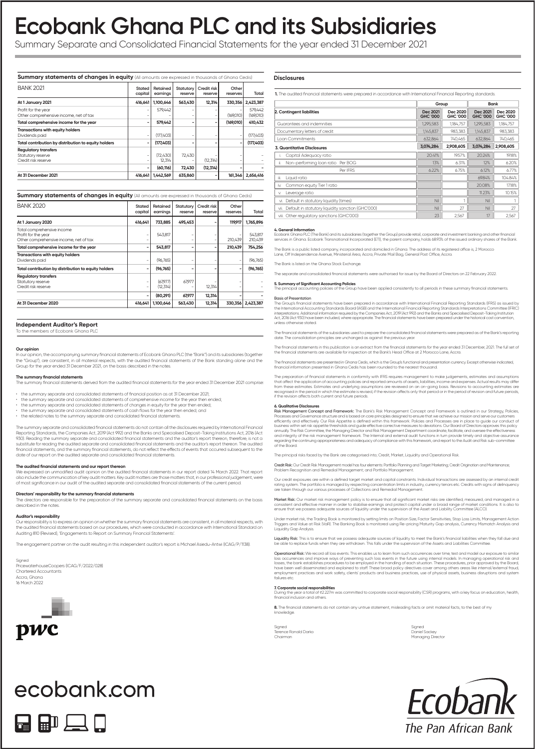# Ecobank Ghana PLC and its Subsidiaries

Summary Separate and Consolidated Financial Statements for the year ended 31 December 2021

**Summary statements of changes in equity** (All amounts are expressed in thousands of Ghana Cedis)

| BANK 2021 | Stated capital | Retained earnings | Statutory reserve | Credit risk reserve | Other reserves | Total |
|---|---|---|---|---|---|---|
| **At 1 January 2021** | **416,641** | **1,100,646** | **563,430** | **12,314** | **330,356** | **2,423,387** |
| Profit for the year | - | 579,442 | - | - | - | 579,442 |
| Other comprehensive income, net of tax | - | - | - | - | (169,010) | (169,010) |
| **Total comprehensive income for the year** | **-** | **579,442** | **-** | **-** | **(169,010)** | **410,432** |
| **Transactions with equity holders** | | | | | | |
| Dividends paid | - | (177,403) | - | - | - | (177,403) |
| **Total contribution by distribution to equity holders** | **-** | **(177,403)** | **-** | **-** | **-** | **(177,403)** |
| **Regulatory transfers** | | | | | | |
| Statutory reserve | - | (72,430) | 72,430 | - | - | - |
| Credit risk reserve | - | 12,314 | - | (12,314) | - | - |
| | **-** | **(60,116)** | **72,430** | **(12,314)** | **-** | **-** |
| **At 31 December 2021** | **416,641** | **1,442,569** | **635,860** | **-** | **161,346** | **2,656,416** |

**Summary statements of changes in equity** (All amounts are expressed in thousands of Ghana Cedis)

| BANK 2020 | Stated capital | Retained earnings | Statutory reserve | Credit risk reserve | Other reserves | Total |
|---|---|---|---|---|---|---|
| **At 1 January 2020** | **416,641** | **733,885** | **495,453** | **-** | **119,917** | **1,765,896** |
| Total comprehensive income | | | | | | |
| Profit for the year | - | 543,817 | - | - | - | 543,817 |
| Other comprehensive income, net of tax | - | - | - | - | 210,439 | 210,439 |
| **Total comprehensive income for the year** | **-** | **543,817** | **-** | **-** | **210,439** | **754,256** |
| **Transactions with equity holders** | | | | | | |
| Dividends paid | - | (96,765) | - | - | - | (96,765) |
| **Total contribution by distribution to equity holders** | **-** | **(96,765)** | **-** | **-** | **-** | **(96,765)** |
| **Regulatory transfers** | | | | | | |
| Statutory reserve | - | (67,977) | 67,977 | - | - | - |
| Credit risk reserve | - | (12,314) | - | 12,314 | - | - |
| | **-** | **(80,291)** | **67,977** | **12,314** | **-** | **-** |
| **At 31 December 2020** | **416,641** | **1,100,646** | **563,430** | **12,314** | **330,356** | **2,423,387** |

## Independent Auditor's Report

To the members of Ecobank Ghana PLC

**Our opinion**

In our opinion, the accompanying summary financial statements of Ecobank Ghana PLC (the "Bank") and its subsidiaries (together the "Group"), are consistent, in all material respects, with the audited financial statements of the Bank standing alone and the Group for the year ended 31 December 2021, on the basis described in the notes.

**The summary financial statements**

The summary financial statements derived from the audited financial statements for the year ended 31 December 2021 comprise:

- the summary separate and consolidated statements of financial position as at 31 December 2021;
- the summary separate and consolidated statements of comprehensive income for the year then ended;
- the summary separate and consolidated statements of changes in equity for the year then ended;
- the summary separate and consolidated statements of cash flows for the year then ended; and
- the related notes to the summary separate and consolidated financial statements.

The summary separate and consolidated financial statements do not contain all the disclosures required by International Financial Reporting Standards, the Companies Act, 2019 (Act 992) and the Banks and Specialised Deposit-Taking Institutions Act, 2016 (Act 930). Reading the summary separate and consolidated financial statements and the auditor's report thereon, therefore, is not a substitute for reading the audited separate and consolidated financial statements and the auditor's report thereon. The audited financial statements, and the summary financial statements, do not reflect the effects of events that occurred subsequent to the date of our report on the audited separate and consolidated financial statements.

**The audited financial statements and our report thereon**

We expressed an unmodified audit opinion on the audited financial statements in our report dated 14 March 2022. That report also include the communication of key audit matters. Key audit matters are those matters that, in our professional judgement, were of most significance in our audit of the audited separate and consolidated financial statements of the current period.

**Directors' responsibility for the summary financial statements**

The directors are responsible for the preparation of the summary separate and consolidated financial statements on the basis described in the notes.

**Auditor's responsibility**

Our responsibility is to express an opinion on whether the summary financial statements are consistent, in all material respects, with the audited financial statements based on our procedures, which were conducted in accordance with International Standard on Auditing 810 (Revised), 'Engagements to Report on Summary Financial Statements'.

The engagement partner on the audit resulting in this independent auditor's report is Michael Asiedu-Antwi (ICAG/P/1138).

Signed
PricewaterhouseCoopers (ICAG/F/2022/028)
Chartered Accountants
Accra, Ghana
16 March 2022

pwc

## Disclosures

**1.** The audited financial statements were prepared in accordance with International Financial Reporting Standards.

| | Group | | Bank | |
|---|---|---|---|---|
| **2. Contingent liabilities** | **Dec 2021 GHC '000** | **Dec 2020 GHC '000** | **Dec 2021 GHC '000** | **Dec 2020 GHC '000** |
| Guarantees and indemnities | 1,295,583 | 1,184,757 | 1,295,583 | 1,184,757 |
| Documentary letters of credit | 1,145,837 | 983,383 | 1,145,837 | 983,383 |
| Loan Commitments | 632,864 | 740,465 | 632,864 | 740,465 |
| **3. Quantitative Disclosures** | **3,074,284** | **2,908,605** | **3,074,284** | **2,908,605** |
| i. Capital Adequacy ratio | 20.41% | 19.57% | 20.24% | 19.18% |
| ii. Non-performing loan ratio Per BOG | 13% | 6.31% | 12% | 6.20% |
| Per IFRS | 6.22% | 6.75% | 6.12% | 6.77% |
| iii. Liquid ratio | | | 69.84% | 104.84% |
| iv. Common equity Tier 1 ratio | | | 20.08% | 17.18% |
| v. Leverage ratio | | | 11.23% | 10.15% |
| vi. Default in statutory liquidity (times) | Nil | 1 | Nil | 1 |
| vii. Default in statutory liquidity sanction (GHC'000) | Nil | 27 | Nil | 27 |
| viii. Other regulatory sanctions (GHC'000) | 23 | 2,567 | 17 | 2,567 |

**4. General Information**

Ecobank Ghana PLC (The Bank) and its subsidiaries (together the Group) provide retail, corporate and investment banking and other financial services in Ghana. Ecobank Transnational Incorporated (ETI), the parent company, holds 68.93% of the issued ordinary shares of the Bank.

The Bank is a public listed company, incorporated and domiciled in Ghana. The address of its registered office is, 2 Morocco Lane, Off Independence Avenue, Ministerial Area, Accra, Private Mail Bag, General Post Office, Accra.

The Bank is listed on the Ghana Stock Exchange.

The separate and consolidated financial statements were authorised for issue by the Board of Directors on 22 February 2022.

**5. Summary of Significant Accounting Policies**

The principal accounting policies of the Group have been applied consistently to all periods in these summary financial statements.

Basis of Presentation

The Group's financial statements have been prepared in accordance with International Financial Reporting Standards (IFRS) as issued by the International Accounting Standards Board (IASB) and the International Financial Reporting Standards Interpretations Committee (IFRIC) interpretations. Additional information required by the Companies Act, 2019 (Act 992) and the Banks and Specialised Deposit-Taking Institution Act, 2016 (Act 930) have been included, where appropriate. The financial statements have been prepared under the historical cost convention, unless otherwise stated.

The financial statements of the subsidiaries used to prepare the consolidated financial statements were prepared as of the Bank's reporting date. The consolidation principles are unchanged as against the previous year.

The financial statements in this publication is an extract from the financial statements for the year ended 31 December, 2021. The full set of the financial statements are available for inspection at the Bank's Head Office at 2 Morocco Lane, Accra.

The financial statements are presented in Ghana Cedis, which is the Group's functional and presentation currency. Except otherwise indicated, financial information presented in Ghana Cedis has been rounded to the nearest thousand.

The preparation of financial statements in conformity with IFRS requires management to make judgements, estimates and assumptions that affect the application of accounting policies and reported amounts of assets, liabilities, income and expenses. Actual results may differ from these estimates. Estimates and underlying assumptions are reviewed on an on-going basis. Revisions to accounting estimates are recognised in the period in which the estimate is revised, if the revision affects only that period or in the period of revision and future periods, if the revision affects both current and future periods.

**6. Qualitative Disclosures**

Risk Management Concept and Framework: The Bank's Risk Management Concept and Framework is outlined in our Strategy, Policies, Processes and Governance structure and is based on core principles designed to ensure that we achieve our mission and serve our customers efficiently and effectively. Our Risk Appetite is defined within this framework. Policies and Processes are in place to guide our conduct of business within set risk appetite thresholds and guide effective corrective measures to deviations. Our Board of Directors approves this policy annually. The Risk Committee, the Managing Director and Risk Management Department coordinate, facilitate, and oversee the effectiveness and integrity of the risk management framework. The internal and external audit functions in turn provide timely and objective assurance regarding the continuing appropriateness and adequacy of compliance with this framework, and report to the Audit and Risk sub-committee of the Board.

The principal risks faced by the Bank are categorised into; Credit, Market, Liquidity and Operational Risk.

Credit Risk: Our Credit Risk Management model has four elements: Portfolio Planning and Target Marketing; Credit Origination and Maintenance; Problem Recognition and Remedial Management; and Portfolio Management.

Our credit exposures are within a defined target market and capital constraints. Individual transactions are assessed by an internal credit rating system. The portfolio is managed by respecting concentration limits in industry, currency tenors etc. Credits with signs of delinquency are taken through our various processes of Collections and Remedial Management.

Market Risk: Our market risk management policy is to ensure that all significant market risks are identified, measured, and managed in a consistent and effective manner in order to stabilise earnings and protect capital under a broad range of market conditions. It is also to ensure that we possess adequate sources of liquidity under the supervision of the Asset and Liability Committee (ALCO).

Under market risk, the Trading Book is monitored by setting limits on Position Size, Factor Sensitivities, Stop Loss Limits, Management Action Triggers and Value at Risk (VaR). The Banking Book is monitored using Re-pricing Maturity Gap analysis, Currency Mismatch Analysis and Liquidity Gap Analysis.

Liquidity Risk: This is to ensure that we possess adequate sources of liquidity to meet the Bank's financial liabilities when they fall due and be able to replace funds when they are withdrawn. This falls under the supervision of the Assets and Liabilities Committee.

Operational Risk: We record all loss events. This enables us to learn from such occurrences over time, test and model our exposure to similar loss occurrences and improve ways of preventing such loss events in the future using internal models. In managing operational risk and losses, the bank establishes procedures to be employed in the handling of each situation. These procedures, prior approved by the Board, have been well disseminated and explained to staff. These broad policy directives cover among others areas like internal/external fraud, employment practices and work safety, clients' products and business practices, use of physical assets, business disruptions and system failures etc.

**7. Corporate social responsibilities**

During the year a total of ¢2.227m was committed to corporate social responsibility (CSR) programs, with a key focus on education, health, financial inclusion and others.

**8.** The financial statements do not contain any untrue statement, misleading facts or omit material facts, to the best of my knowledge.

Signed
Terence Ronald Darko
Chairman

Signed
Daniel Sackey
Managing Director

ecobank.com

Ecobank
The Pan African Bank